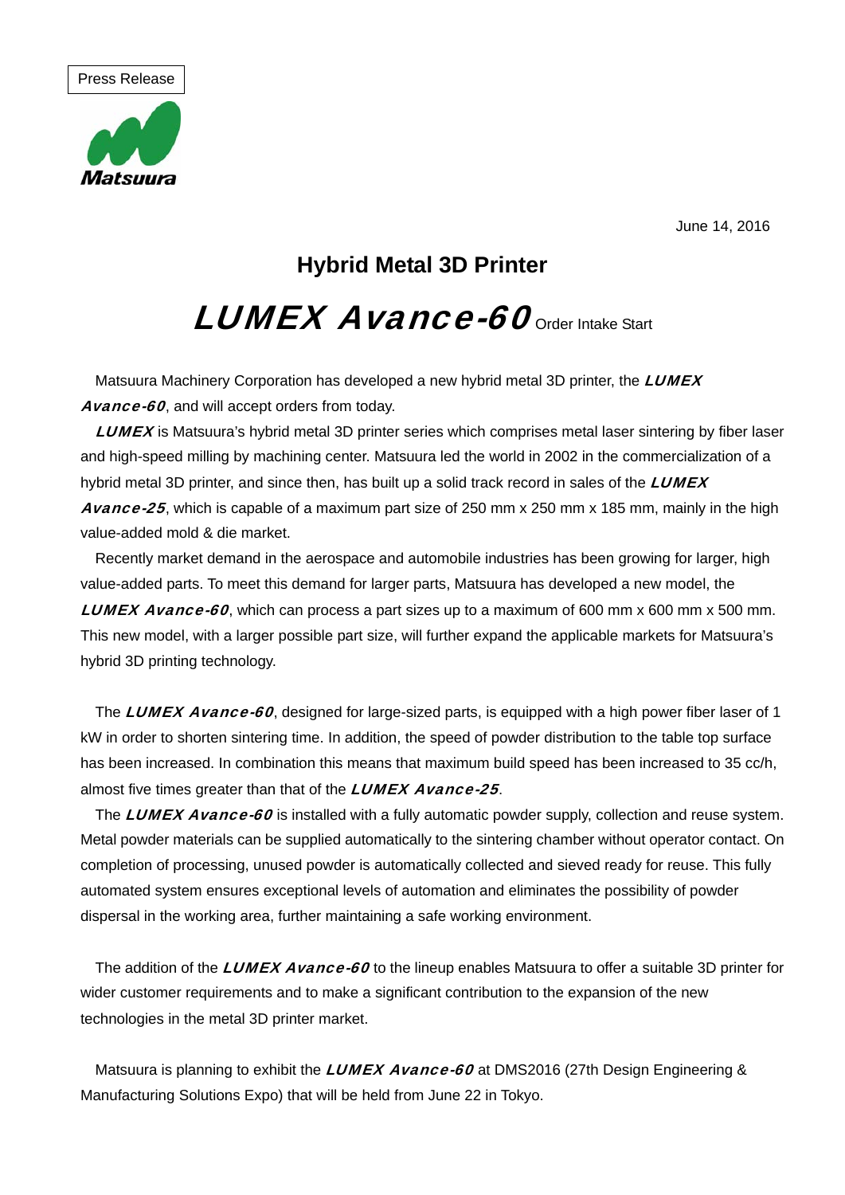Press Release

Matsuura

June 14, 2016

# Hybrid Metal 3D Printer

# ***LUMEX Avance-60*** Order Intake Start

Matsuura Machinery Corporation has developed a new hybrid metal 3D printer, the ***LUMEX Avance-60***, and will accept orders from today.

***LUMEX*** is Matsuura's hybrid metal 3D printer series which comprises metal laser sintering by fiber laser and high-speed milling by machining center. Matsuura led the world in 2002 in the commercialization of a hybrid metal 3D printer, and since then, has built up a solid track record in sales of the ***LUMEX Avance-25***, which is capable of a maximum part size of 250 mm x 250 mm x 185 mm, mainly in the high value-added mold & die market.

Recently market demand in the aerospace and automobile industries has been growing for larger, high value-added parts. To meet this demand for larger parts, Matsuura has developed a new model, the ***LUMEX Avance-60***, which can process a part sizes up to a maximum of 600 mm x 600 mm x 500 mm. This new model, with a larger possible part size, will further expand the applicable markets for Matsuura's hybrid 3D printing technology.

The ***LUMEX Avance-60***, designed for large-sized parts, is equipped with a high power fiber laser of 1 kW in order to shorten sintering time. In addition, the speed of powder distribution to the table top surface has been increased. In combination this means that maximum build speed has been increased to 35 cc/h, almost five times greater than that of the ***LUMEX Avance-25***.

The ***LUMEX Avance-60*** is installed with a fully automatic powder supply, collection and reuse system. Metal powder materials can be supplied automatically to the sintering chamber without operator contact. On completion of processing, unused powder is automatically collected and sieved ready for reuse. This fully automated system ensures exceptional levels of automation and eliminates the possibility of powder dispersal in the working area, further maintaining a safe working environment.

The addition of the ***LUMEX Avance-60*** to the lineup enables Matsuura to offer a suitable 3D printer for wider customer requirements and to make a significant contribution to the expansion of the new technologies in the metal 3D printer market.

Matsuura is planning to exhibit the ***LUMEX Avance-60*** at DMS2016 (27th Design Engineering & Manufacturing Solutions Expo) that will be held from June 22 in Tokyo.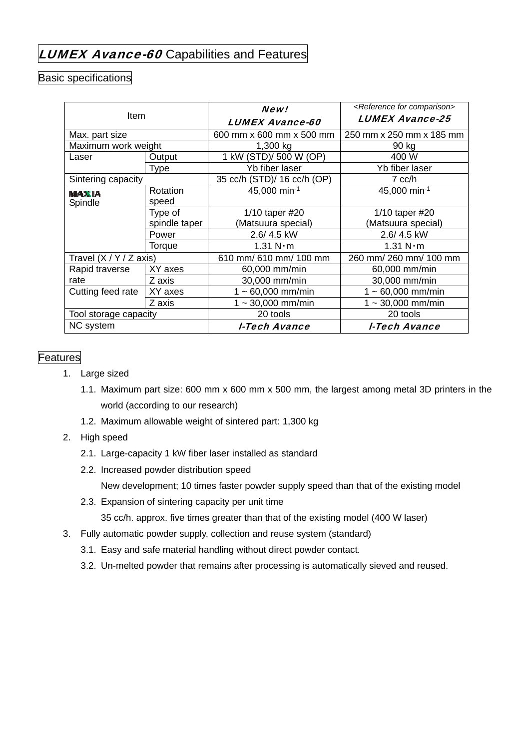## *LUMEX Avance-60* Capabilities and Features

### Basic specifications

| Item | | ***New!*** ***LUMEX Avance-60*** | <Reference for comparison> ***LUMEX Avance-25*** |
|---|---|---|---|
| Max. part size | | 600 mm x 600 mm x 500 mm | 250 mm x 250 mm x 185 mm |
| Maximum work weight | | 1,300 kg | 90 kg |
| Laser | Output | 1 kW (STD)/ 500 W (OP) | 400 W |
| | Type | Yb fiber laser | Yb fiber laser |
| Sintering capacity | | 35 cc/h (STD)/ 16 cc/h (OP) | 7 cc/h |
| MAXIA Spindle | Rotation speed | 45,000 $min^{-1}$ | 45,000 $min^{-1}$ |
| | Type of spindle taper | 1/10 taper #20 (Matsuura special) | 1/10 taper #20 (Matsuura special) |
| | Power | 2.6/ 4.5 kW | 2.6/ 4.5 kW |
| | Torque | 1.31 N・m | 1.31 N・m |
| Travel (X / Y / Z axis) | | 610 mm/ 610 mm/ 100 mm | 260 mm/ 260 mm/ 100 mm |
| Rapid traverse rate | XY axes | 60,000 mm/min | 60,000 mm/min |
| | Z axis | 30,000 mm/min | 30,000 mm/min |
| Cutting feed rate | XY axes | 1 ~ 60,000 mm/min | 1 ~ 60,000 mm/min |
| | Z axis | 1 ~ 30,000 mm/min | 1 ~ 30,000 mm/min |
| Tool storage capacity | | 20 tools | 20 tools |
| NC system | | ***I-Tech Avance*** | ***I-Tech Avance*** |

### Features

1. Large sized
   - 1.1. Maximum part size: 600 mm x 600 mm x 500 mm, the largest among metal 3D printers in the world (according to our research)
   - 1.2. Maximum allowable weight of sintered part: 1,300 kg
2. High speed
   - 2.1. Large-capacity 1 kW fiber laser installed as standard
   - 2.2. Increased powder distribution speed
     New development; 10 times faster powder supply speed than that of the existing model
   - 2.3. Expansion of sintering capacity per unit time
     35 cc/h. approx. five times greater than that of the existing model (400 W laser)
3. Fully automatic powder supply, collection and reuse system (standard)
   - 3.1. Easy and safe material handling without direct powder contact.
   - 3.2. Un-melted powder that remains after processing is automatically sieved and reused.